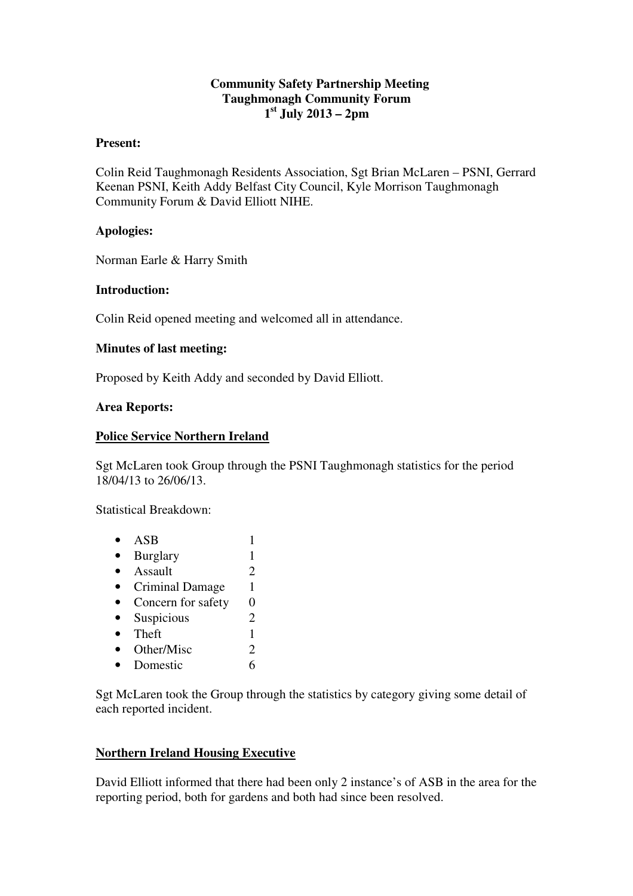**Community Safety Partnership Meeting**
**Taughmonagh Community Forum**
**1st July 2013 – 2pm**

**Present:**

Colin Reid Taughmonagh Residents Association, Sgt Brian McLaren – PSNI, Gerrard Keenan PSNI, Keith Addy Belfast City Council, Kyle Morrison Taughmonagh Community Forum & David Elliott NIHE.

**Apologies:**

Norman Earle & Harry Smith

**Introduction:**

Colin Reid opened meeting and welcomed all in attendance.

**Minutes of last meeting:**

Proposed by Keith Addy and seconded by David Elliott.

**Area Reports:**

**Police Service Northern Ireland**

Sgt McLaren took Group through the PSNI Taughmonagh statistics for the period 18/04/13 to 26/06/13.

Statistical Breakdown:

- ASB 1
- Burglary 1
- Assault 2
- Criminal Damage 1
- Concern for safety 0
- Suspicious 2
- Theft 1
- Other/Misc 2
- Domestic 6

Sgt McLaren took the Group through the statistics by category giving some detail of each reported incident.

**Northern Ireland Housing Executive**

David Elliott informed that there had been only 2 instance's of ASB in the area for the reporting period, both for gardens and both had since been resolved.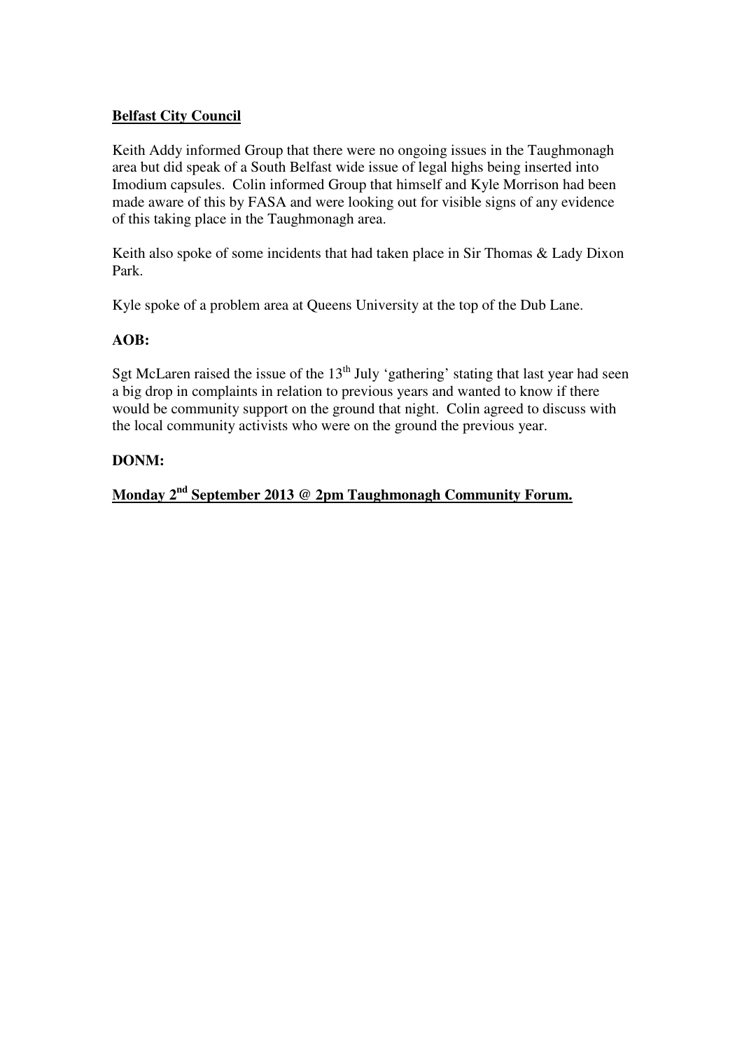**Belfast City Council**

Keith Addy informed Group that there were no ongoing issues in the Taughmonagh area but did speak of a South Belfast wide issue of legal highs being inserted into Imodium capsules. Colin informed Group that himself and Kyle Morrison had been made aware of this by FASA and were looking out for visible signs of any evidence of this taking place in the Taughmonagh area.

Keith also spoke of some incidents that had taken place in Sir Thomas & Lady Dixon Park.

Kyle spoke of a problem area at Queens University at the top of the Dub Lane.

**AOB:**

Sgt McLaren raised the issue of the 13th July 'gathering' stating that last year had seen a big drop in complaints in relation to previous years and wanted to know if there would be community support on the ground that night. Colin agreed to discuss with the local community activists who were on the ground the previous year.

**DONM:**

**Monday 2nd September 2013 @ 2pm Taughmonagh Community Forum.**